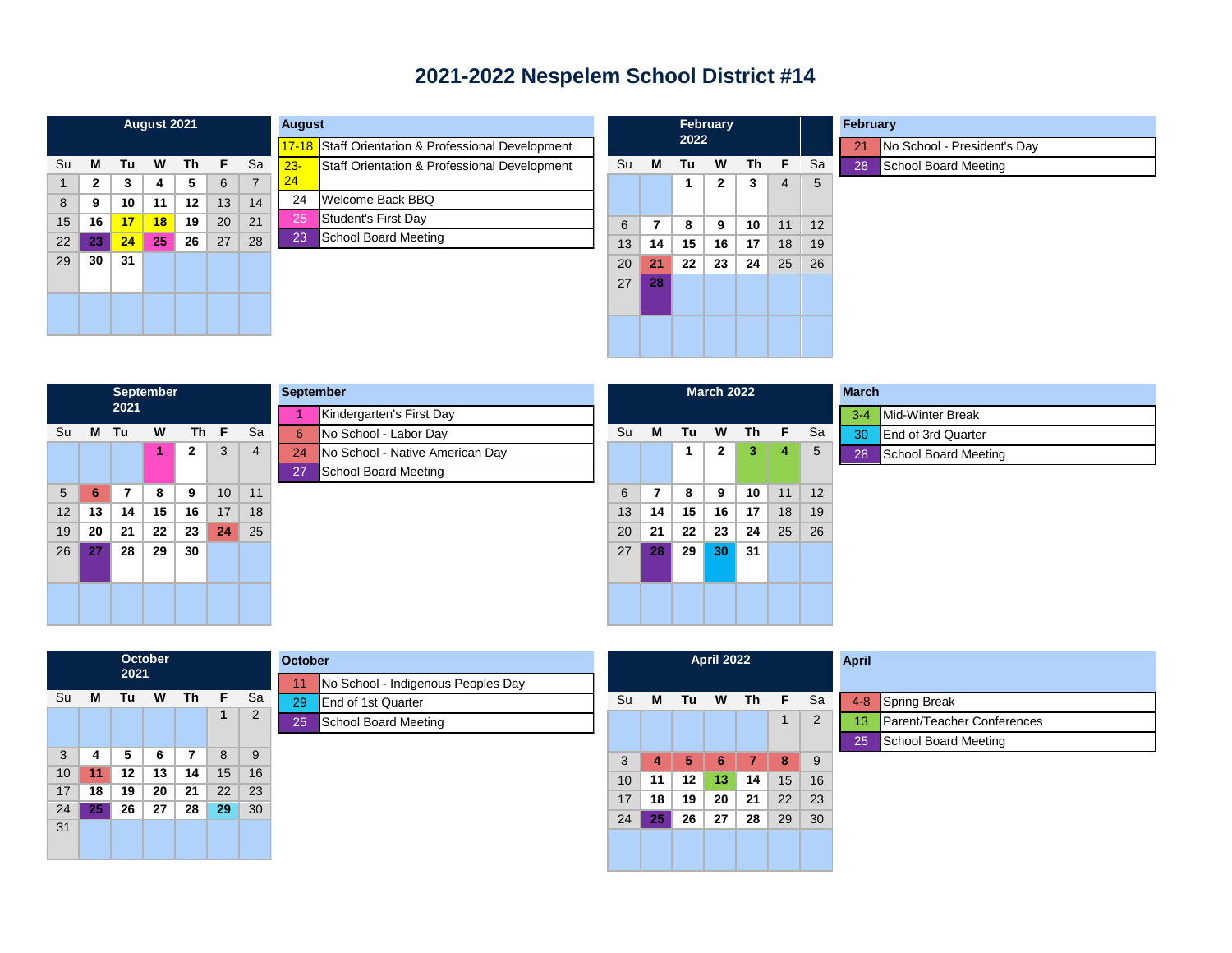# 2021-2022 Nespelem School District #14

## August 2021

| Su | M | Tu | W | Th | F | Sa |
|---|---|---|---|---|---|---|
| 1 | 2 | 3 | 4 | 5 | 6 | 7 |
| 8 | 9 | 10 | 11 | 12 | 13 | 14 |
| 15 | 16 | 17 | 18 | 19 | 20 | 21 |
| 22 | 23 | 24 | 25 | 26 | 27 | 28 |
| 29 | 30 | 31 | | | | |

### August

| Date | Event |
|---|---|
| 17-18 | Staff Orientation & Professional Development |
| 23-24 | Staff Orientation & Professional Development |
| 24 | Welcome Back BBQ |
| 25 | Student's First Day |
| 23 | School Board Meeting |

## September 2021

| Su | M | Tu | W | Th | F | Sa |
|---|---|---|---|---|---|---|
| | | | 1 | 2 | 3 | 4 |
| 5 | 6 | 7 | 8 | 9 | 10 | 11 |
| 12 | 13 | 14 | 15 | 16 | 17 | 18 |
| 19 | 20 | 21 | 22 | 23 | 24 | 25 |
| 26 | 27 | 28 | 29 | 30 | | |

### September

| Date | Event |
|---|---|
| 1 | Kindergarten's First Day |
| 6 | No School - Labor Day |
| 24 | No School - Native American Day |
| 27 | School Board Meeting |

## October 2021

| Su | M | Tu | W | Th | F | Sa |
|---|---|---|---|---|---|---|
| | | | | | 1 | 2 |
| 3 | 4 | 5 | 6 | 7 | 8 | 9 |
| 10 | 11 | 12 | 13 | 14 | 15 | 16 |
| 17 | 18 | 19 | 20 | 21 | 22 | 23 |
| 24 | 25 | 26 | 27 | 28 | 29 | 30 |
| 31 | | | | | | |

### October

| Date | Event |
|---|---|
| 11 | No School - Indigenous Peoples Day |
| 29 | End of 1st Quarter |
| 25 | School Board Meeting |

## February 2022

| Su | M | Tu | W | Th | F | Sa |
|---|---|---|---|---|---|---|
| | | 1 | 2 | 3 | 4 | 5 |
| 6 | 7 | 8 | 9 | 10 | 11 | 12 |
| 13 | 14 | 15 | 16 | 17 | 18 | 19 |
| 20 | 21 | 22 | 23 | 24 | 25 | 26 |
| 27 | 28 | | | | | |

### February

| Date | Event |
|---|---|
| 21 | No School - President's Day |
| 28 | School Board Meeting |

## March 2022

| Su | M | Tu | W | Th | F | Sa |
|---|---|---|---|---|---|---|
| | | 1 | 2 | 3 | 4 | 5 |
| 6 | 7 | 8 | 9 | 10 | 11 | 12 |
| 13 | 14 | 15 | 16 | 17 | 18 | 19 |
| 20 | 21 | 22 | 23 | 24 | 25 | 26 |
| 27 | 28 | 29 | 30 | 31 | | |

### March

| Date | Event |
|---|---|
| 3-4 | Mid-Winter Break |
| 30 | End of 3rd Quarter |
| 28 | School Board Meeting |

## April 2022

| Su | M | Tu | W | Th | F | Sa |
|---|---|---|---|---|---|---|
| | | | | | 1 | 2 |
| 3 | 4 | 5 | 6 | 7 | 8 | 9 |
| 10 | 11 | 12 | 13 | 14 | 15 | 16 |
| 17 | 18 | 19 | 20 | 21 | 22 | 23 |
| 24 | 25 | 26 | 27 | 28 | 29 | 30 |

### April

| Date | Event |
|---|---|
| 4-8 | Spring Break |
| 13 | Parent/Teacher Conferences |
| 25 | School Board Meeting |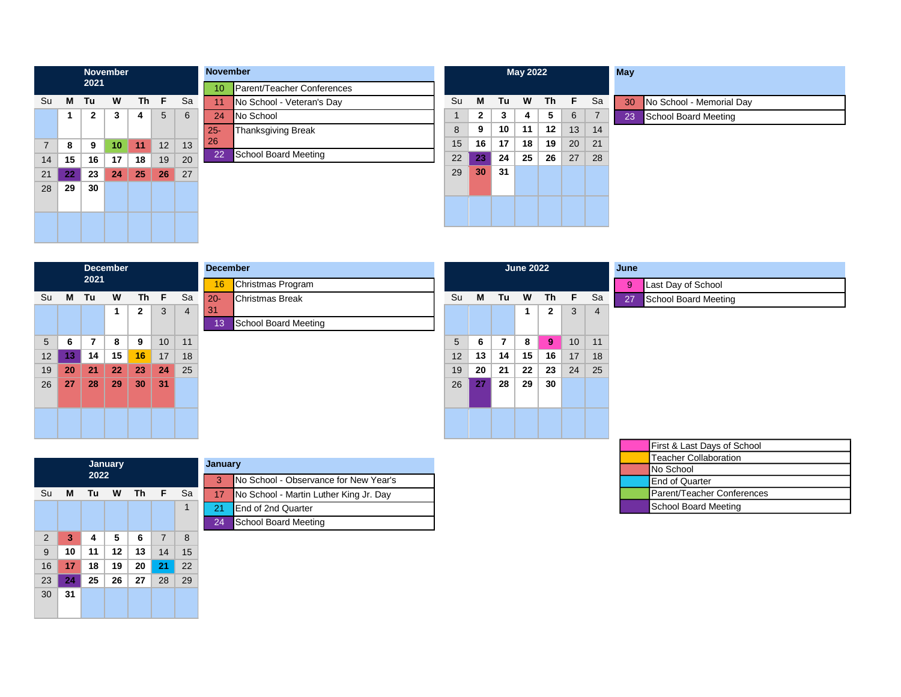## November 2021

| Su | M | Tu | W | Th | F | Sa |
|---|---|---|---|---|---|---|
| | 1 | 2 | 3 | 4 | 5 | 6 |
| 7 | 8 | 9 | 10 | 11 | 12 | 13 |
| 14 | 15 | 16 | 17 | 18 | 19 | 20 |
| 21 | 22 | 23 | 24 | 25 | 26 | 27 |
| 28 | 29 | 30 | | | | |

### November

| | |
|---|---|
| 10 | Parent/Teacher Conferences |
| 11 | No School - Veteran's Day |
| 24 | No School |
| 25-26 | Thanksgiving Break |
| 22 | School Board Meeting |

## December 2021

| Su | M | Tu | W | Th | F | Sa |
|---|---|---|---|---|---|---|
| | | | 1 | 2 | 3 | 4 |
| 5 | 6 | 7 | 8 | 9 | 10 | 11 |
| 12 | 13 | 14 | 15 | 16 | 17 | 18 |
| 19 | 20 | 21 | 22 | 23 | 24 | 25 |
| 26 | 27 | 28 | 29 | 30 | 31 | |

### December

| | |
|---|---|
| 16 | Christmas Program |
| 20-31 | Christmas Break |
| 13 | School Board Meeting |

## January 2022

| Su | M | Tu | W | Th | F | Sa |
|---|---|---|---|---|---|---|
| | | | | | | 1 |
| 2 | 3 | 4 | 5 | 6 | 7 | 8 |
| 9 | 10 | 11 | 12 | 13 | 14 | 15 |
| 16 | 17 | 18 | 19 | 20 | 21 | 22 |
| 23 | 24 | 25 | 26 | 27 | 28 | 29 |
| 30 | 31 | | | | | |

### January

| | |
|---|---|
| 3 | No School - Observance for New Year's |
| 17 | No School - Martin Luther King Jr. Day |
| 21 | End of 2nd Quarter |
| 24 | School Board Meeting |

## May 2022

| Su | M | Tu | W | Th | F | Sa |
|---|---|---|---|---|---|---|
| 1 | 2 | 3 | 4 | 5 | 6 | 7 |
| 8 | 9 | 10 | 11 | 12 | 13 | 14 |
| 15 | 16 | 17 | 18 | 19 | 20 | 21 |
| 22 | 23 | 24 | 25 | 26 | 27 | 28 |
| 29 | 30 | 31 | | | | |

### May

| | |
|---|---|
| 30 | No School - Memorial Day |
| 23 | School Board Meeting |

## June 2022

| Su | M | Tu | W | Th | F | Sa |
|---|---|---|---|---|---|---|
| | | | 1 | 2 | 3 | 4 |
| 5 | 6 | 7 | 8 | 9 | 10 | 11 |
| 12 | 13 | 14 | 15 | 16 | 17 | 18 |
| 19 | 20 | 21 | 22 | 23 | 24 | 25 |
| 26 | 27 | 28 | 29 | 30 | | |

### June

| | |
|---|---|
| 9 | Last Day of School |
| 27 | School Board Meeting |

### Legend

- First & Last Days of School
- Teacher Collaboration
- No School
- End of Quarter
- Parent/Teacher Conferences
- School Board Meeting